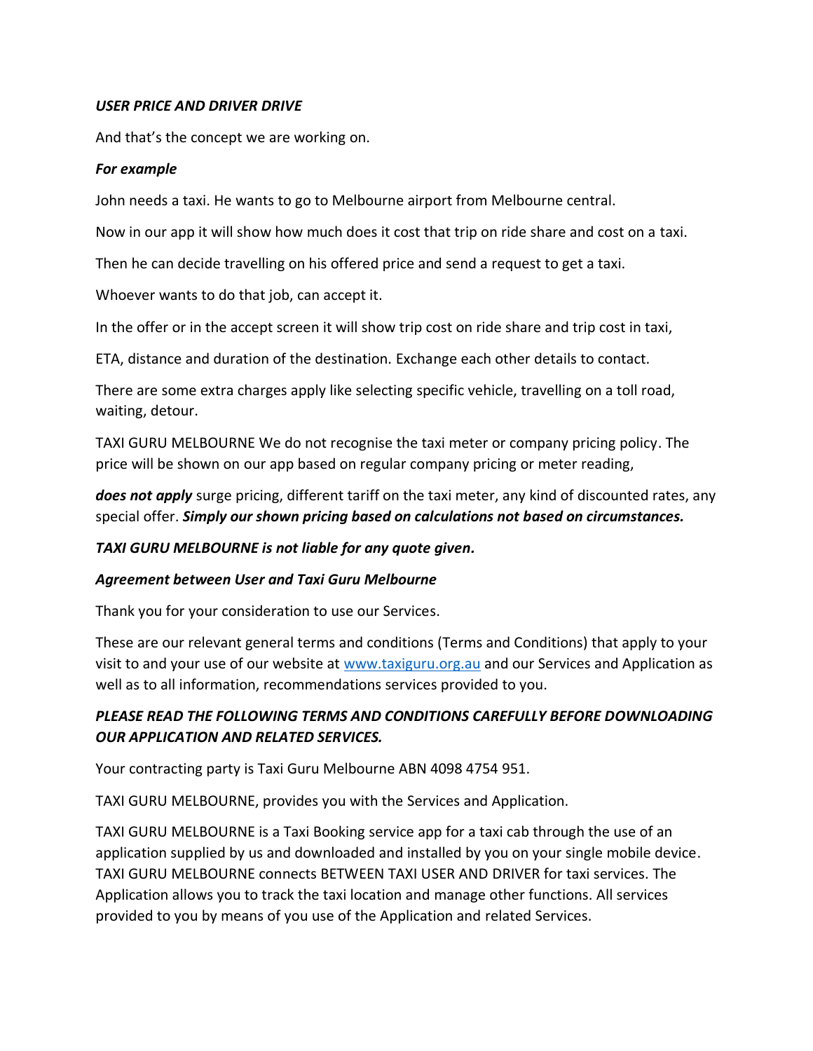***USER PRICE AND DRIVER DRIVE***

And that's the concept we are working on.

***For example***

John needs a taxi. He wants to go to Melbourne airport from Melbourne central.

Now in our app it will show how much does it cost that trip on ride share and cost on a taxi.

Then he can decide travelling on his offered price and send a request to get a taxi.

Whoever wants to do that job, can accept it.

In the offer or in the accept screen it will show trip cost on ride share and trip cost in taxi,

ETA, distance and duration of the destination. Exchange each other details to contact.

There are some extra charges apply like selecting specific vehicle, travelling on a toll road, waiting, detour.

TAXI GURU MELBOURNE We do not recognise the taxi meter or company pricing policy. The price will be shown on our app based on regular company pricing or meter reading,

***does not apply*** surge pricing, different tariff on the taxi meter, any kind of discounted rates, any special offer. ***Simply our shown pricing based on calculations not based on circumstances.***

***TAXI GURU MELBOURNE is not liable for any quote given.***

***Agreement between User and Taxi Guru Melbourne***

Thank you for your consideration to use our Services.

These are our relevant general terms and conditions (Terms and Conditions) that apply to your visit to and your use of our website at [www.taxiguru.org.au](http://www.taxiguru.org.au) and our Services and Application as well as to all information, recommendations services provided to you.

***PLEASE READ THE FOLLOWING TERMS AND CONDITIONS CAREFULLY BEFORE DOWNLOADING OUR APPLICATION AND RELATED SERVICES.***

Your contracting party is Taxi Guru Melbourne ABN 4098 4754 951.

TAXI GURU MELBOURNE, provides you with the Services and Application.

TAXI GURU MELBOURNE is a Taxi Booking service app for a taxi cab through the use of an application supplied by us and downloaded and installed by you on your single mobile device. TAXI GURU MELBOURNE connects BETWEEN TAXI USER AND DRIVER for taxi services. The Application allows you to track the taxi location and manage other functions. All services provided to you by means of you use of the Application and related Services.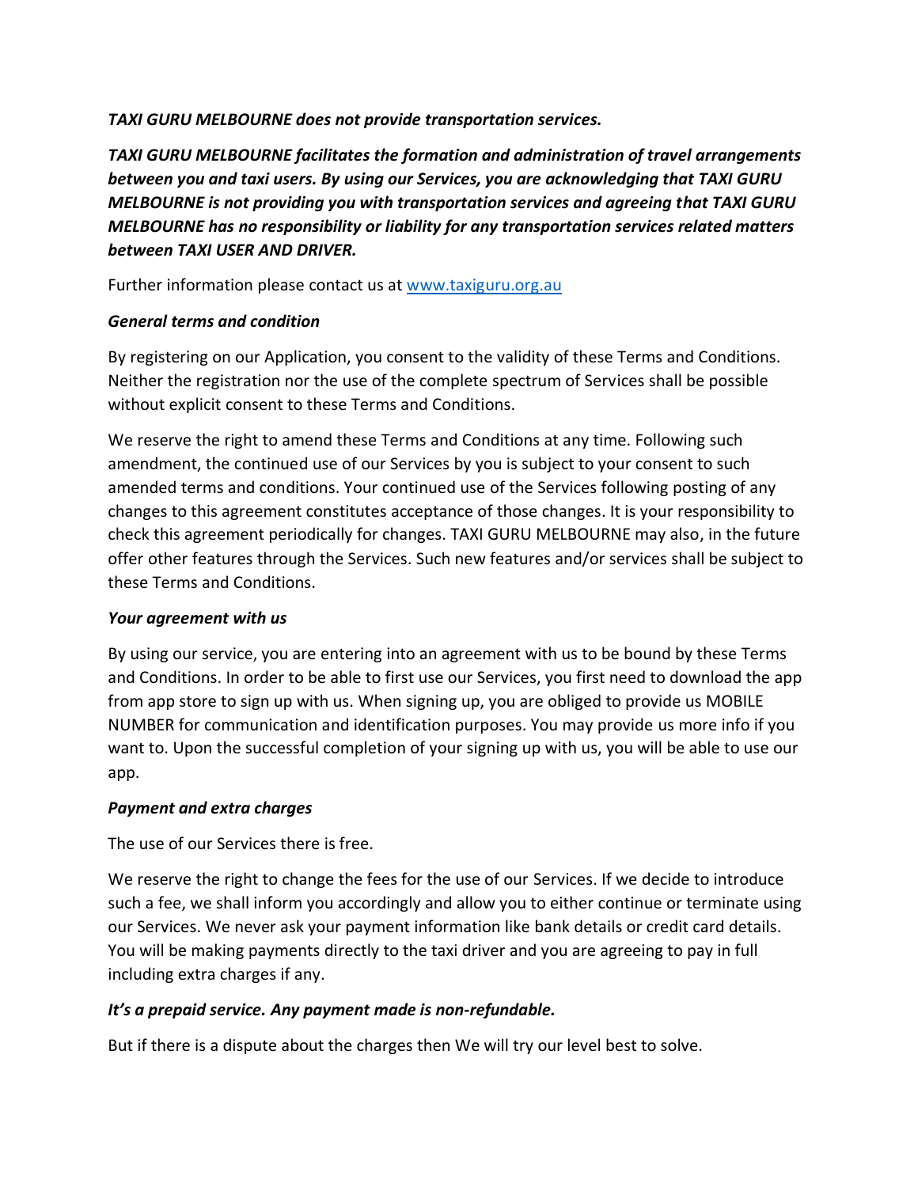***TAXI GURU MELBOURNE does not provide transportation services.***

***TAXI GURU MELBOURNE facilitates the formation and administration of travel arrangements between you and taxi users. By using our Services, you are acknowledging that TAXI GURU MELBOURNE is not providing you with transportation services and agreeing that TAXI GURU MELBOURNE has no responsibility or liability for any transportation services related matters between TAXI USER AND DRIVER.***

Further information please contact us at [www.taxiguru.org.au](www.taxiguru.org.au)

***General terms and condition***

By registering on our Application, you consent to the validity of these Terms and Conditions. Neither the registration nor the use of the complete spectrum of Services shall be possible without explicit consent to these Terms and Conditions.

We reserve the right to amend these Terms and Conditions at any time. Following such amendment, the continued use of our Services by you is subject to your consent to such amended terms and conditions. Your continued use of the Services following posting of any changes to this agreement constitutes acceptance of those changes. It is your responsibility to check this agreement periodically for changes. TAXI GURU MELBOURNE may also, in the future offer other features through the Services. Such new features and/or services shall be subject to these Terms and Conditions.

***Your agreement with us***

By using our service, you are entering into an agreement with us to be bound by these Terms and Conditions. In order to be able to first use our Services, you first need to download the app from app store to sign up with us. When signing up, you are obliged to provide us MOBILE NUMBER for communication and identification purposes. You may provide us more info if you want to. Upon the successful completion of your signing up with us, you will be able to use our app.

***Payment and extra charges***

The use of our Services there is free.

We reserve the right to change the fees for the use of our Services. If we decide to introduce such a fee, we shall inform you accordingly and allow you to either continue or terminate using our Services. We never ask your payment information like bank details or credit card details. You will be making payments directly to the taxi driver and you are agreeing to pay in full including extra charges if any.

***It's a prepaid service. Any payment made is non-refundable.***

But if there is a dispute about the charges then We will try our level best to solve.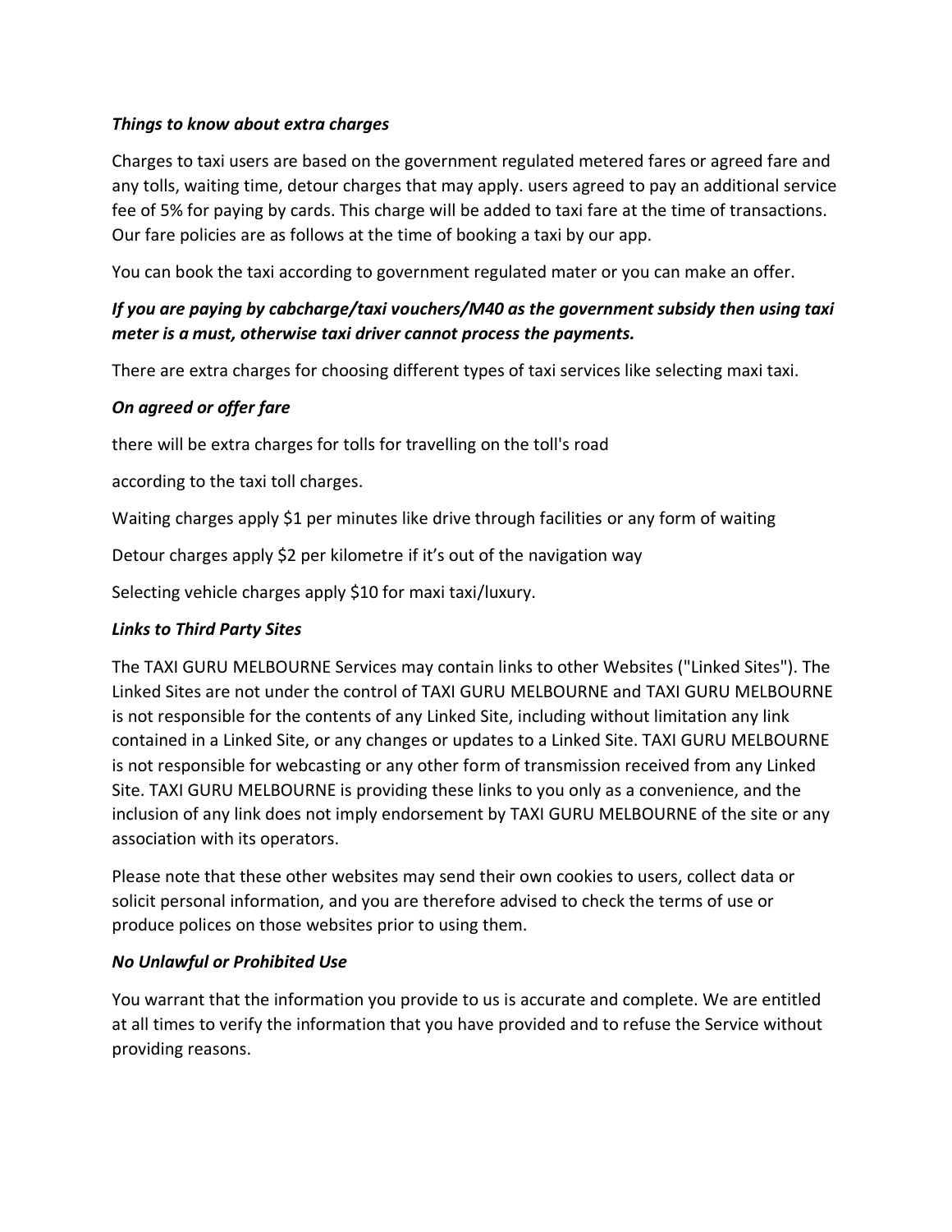***Things to know about extra charges***

Charges to taxi users are based on the government regulated metered fares or agreed fare and any tolls, waiting time, detour charges that may apply. users agreed to pay an additional service fee of 5% for paying by cards. This charge will be added to taxi fare at the time of transactions. Our fare policies are as follows at the time of booking a taxi by our app.

You can book the taxi according to government regulated mater or you can make an offer.

***If you are paying by cabcharge/taxi vouchers/M40 as the government subsidy then using taxi meter is a must, otherwise taxi driver cannot process the payments.***

There are extra charges for choosing different types of taxi services like selecting maxi taxi.

***On agreed or offer fare***

there will be extra charges for tolls for travelling on the toll's road

according to the taxi toll charges.

Waiting charges apply $1 per minutes like drive through facilities or any form of waiting

Detour charges apply $2 per kilometre if it's out of the navigation way

Selecting vehicle charges apply $10 for maxi taxi/luxury.

***Links to Third Party Sites***

The TAXI GURU MELBOURNE Services may contain links to other Websites ("Linked Sites"). The Linked Sites are not under the control of TAXI GURU MELBOURNE and TAXI GURU MELBOURNE is not responsible for the contents of any Linked Site, including without limitation any link contained in a Linked Site, or any changes or updates to a Linked Site. TAXI GURU MELBOURNE is not responsible for webcasting or any other form of transmission received from any Linked Site. TAXI GURU MELBOURNE is providing these links to you only as a convenience, and the inclusion of any link does not imply endorsement by TAXI GURU MELBOURNE of the site or any association with its operators.

Please note that these other websites may send their own cookies to users, collect data or solicit personal information, and you are therefore advised to check the terms of use or produce polices on those websites prior to using them.

***No Unlawful or Prohibited Use***

You warrant that the information you provide to us is accurate and complete. We are entitled at all times to verify the information that you have provided and to refuse the Service without providing reasons.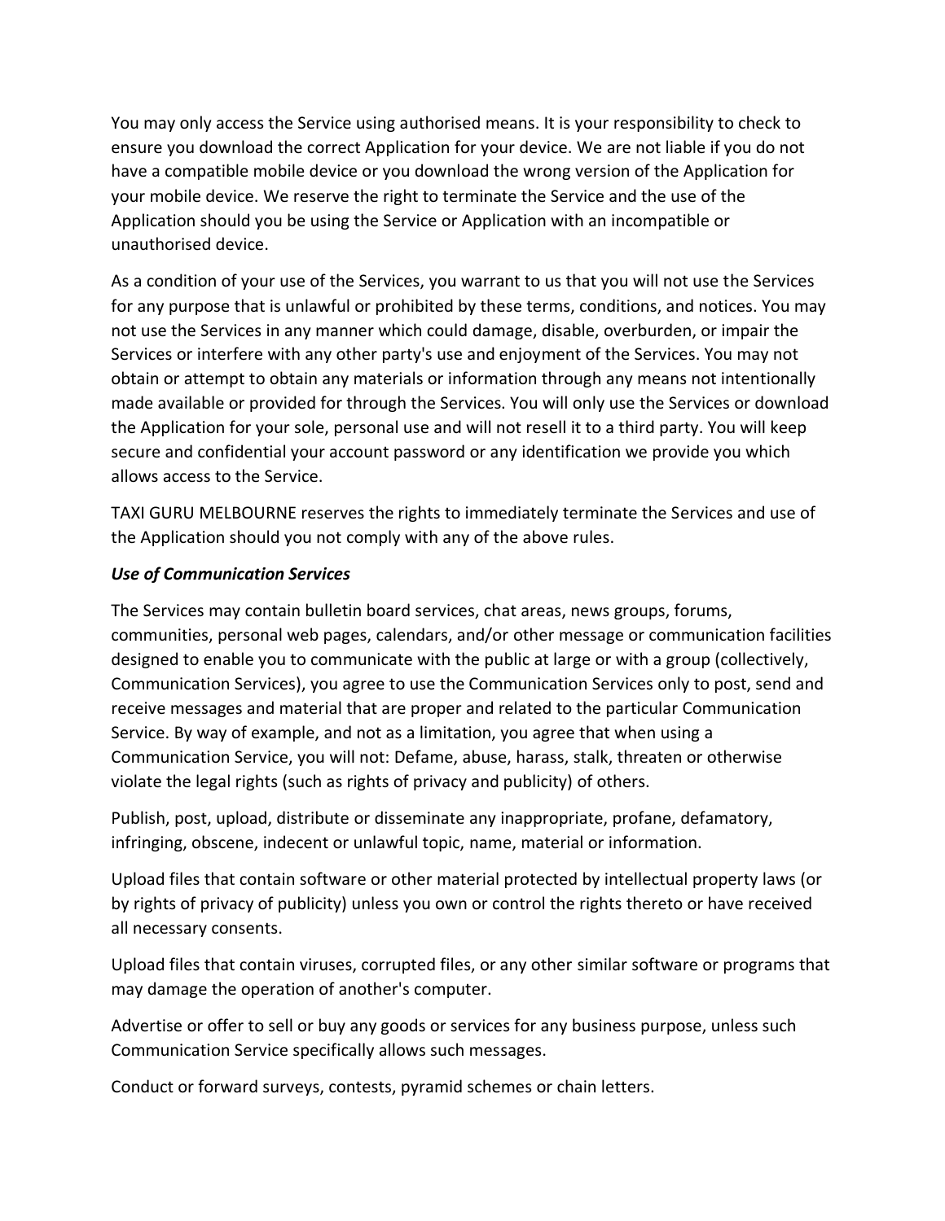You may only access the Service using authorised means. It is your responsibility to check to ensure you download the correct Application for your device. We are not liable if you do not have a compatible mobile device or you download the wrong version of the Application for your mobile device. We reserve the right to terminate the Service and the use of the Application should you be using the Service or Application with an incompatible or unauthorised device.

As a condition of your use of the Services, you warrant to us that you will not use the Services for any purpose that is unlawful or prohibited by these terms, conditions, and notices. You may not use the Services in any manner which could damage, disable, overburden, or impair the Services or interfere with any other party's use and enjoyment of the Services. You may not obtain or attempt to obtain any materials or information through any means not intentionally made available or provided for through the Services. You will only use the Services or download the Application for your sole, personal use and will not resell it to a third party. You will keep secure and confidential your account password or any identification we provide you which allows access to the Service.

TAXI GURU MELBOURNE reserves the rights to immediately terminate the Services and use of the Application should you not comply with any of the above rules.

***Use of Communication Services***

The Services may contain bulletin board services, chat areas, news groups, forums, communities, personal web pages, calendars, and/or other message or communication facilities designed to enable you to communicate with the public at large or with a group (collectively, Communication Services), you agree to use the Communication Services only to post, send and receive messages and material that are proper and related to the particular Communication Service. By way of example, and not as a limitation, you agree that when using a Communication Service, you will not: Defame, abuse, harass, stalk, threaten or otherwise violate the legal rights (such as rights of privacy and publicity) of others.

Publish, post, upload, distribute or disseminate any inappropriate, profane, defamatory, infringing, obscene, indecent or unlawful topic, name, material or information.

Upload files that contain software or other material protected by intellectual property laws (or by rights of privacy of publicity) unless you own or control the rights thereto or have received all necessary consents.

Upload files that contain viruses, corrupted files, or any other similar software or programs that may damage the operation of another's computer.

Advertise or offer to sell or buy any goods or services for any business purpose, unless such Communication Service specifically allows such messages.

Conduct or forward surveys, contests, pyramid schemes or chain letters.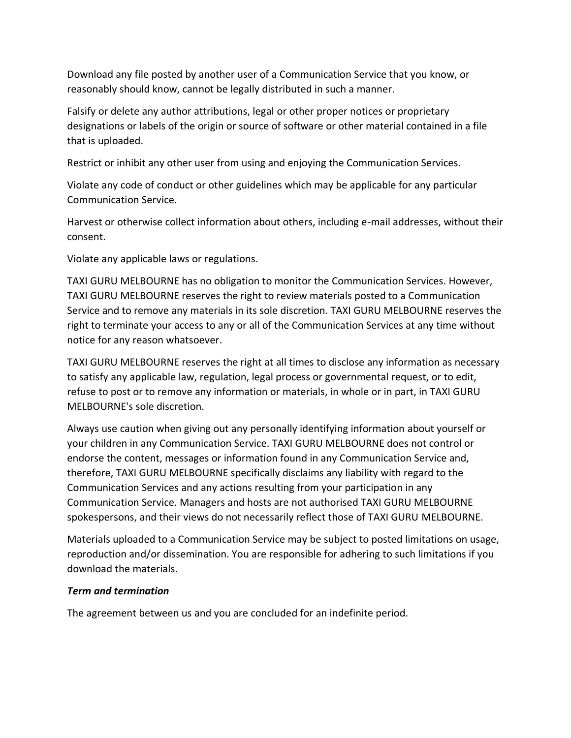Download any file posted by another user of a Communication Service that you know, or reasonably should know, cannot be legally distributed in such a manner.

Falsify or delete any author attributions, legal or other proper notices or proprietary designations or labels of the origin or source of software or other material contained in a file that is uploaded.

Restrict or inhibit any other user from using and enjoying the Communication Services.

Violate any code of conduct or other guidelines which may be applicable for any particular Communication Service.

Harvest or otherwise collect information about others, including e-mail addresses, without their consent.

Violate any applicable laws or regulations.

TAXI GURU MELBOURNE has no obligation to monitor the Communication Services. However, TAXI GURU MELBOURNE reserves the right to review materials posted to a Communication Service and to remove any materials in its sole discretion. TAXI GURU MELBOURNE reserves the right to terminate your access to any or all of the Communication Services at any time without notice for any reason whatsoever.

TAXI GURU MELBOURNE reserves the right at all times to disclose any information as necessary to satisfy any applicable law, regulation, legal process or governmental request, or to edit, refuse to post or to remove any information or materials, in whole or in part, in TAXI GURU MELBOURNE's sole discretion.

Always use caution when giving out any personally identifying information about yourself or your children in any Communication Service. TAXI GURU MELBOURNE does not control or endorse the content, messages or information found in any Communication Service and, therefore, TAXI GURU MELBOURNE specifically disclaims any liability with regard to the Communication Services and any actions resulting from your participation in any Communication Service. Managers and hosts are not authorised TAXI GURU MELBOURNE spokespersons, and their views do not necessarily reflect those of TAXI GURU MELBOURNE.

Materials uploaded to a Communication Service may be subject to posted limitations on usage, reproduction and/or dissemination. You are responsible for adhering to such limitations if you download the materials.

***Term and termination***

The agreement between us and you are concluded for an indefinite period.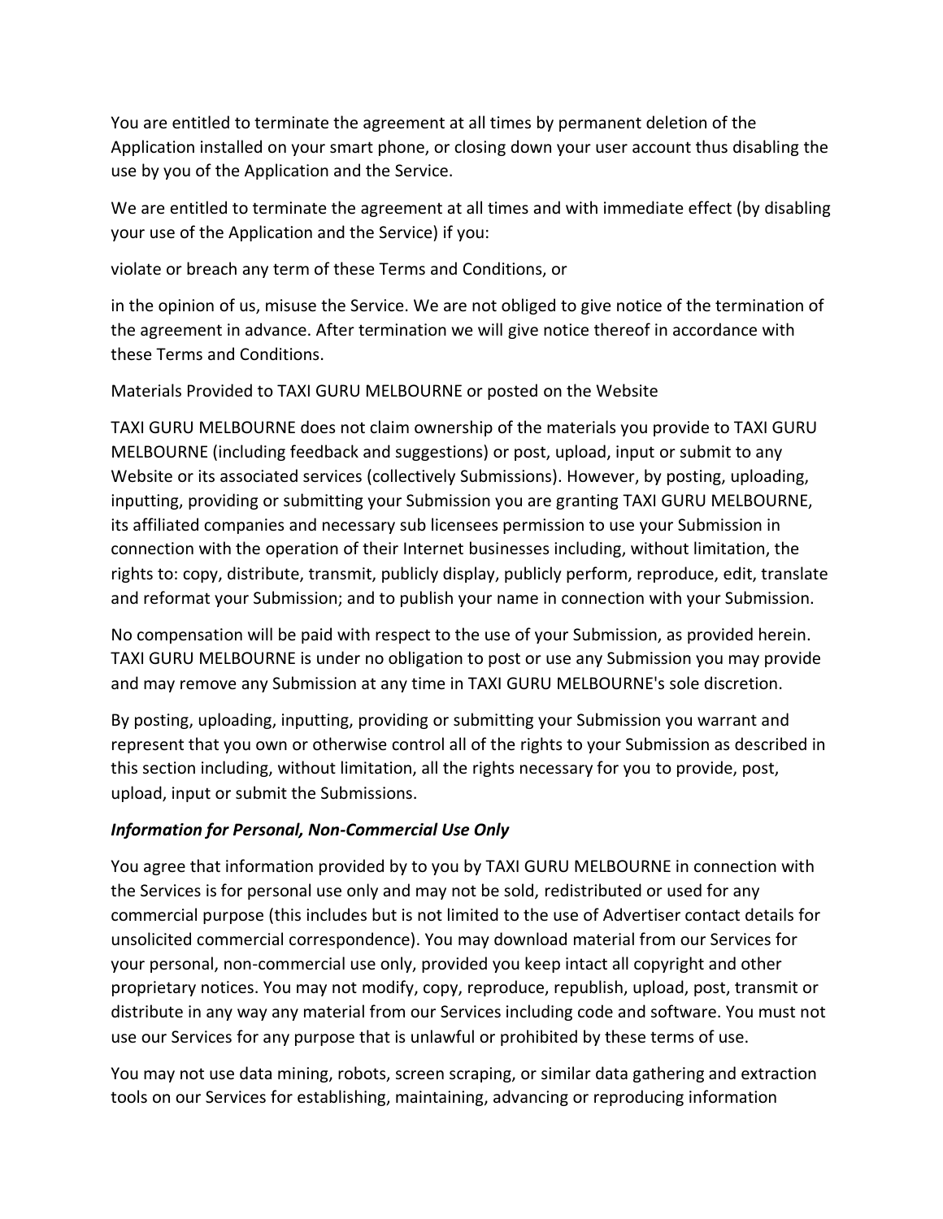You are entitled to terminate the agreement at all times by permanent deletion of the Application installed on your smart phone, or closing down your user account thus disabling the use by you of the Application and the Service.

We are entitled to terminate the agreement at all times and with immediate effect (by disabling your use of the Application and the Service) if you:

violate or breach any term of these Terms and Conditions, or

in the opinion of us, misuse the Service. We are not obliged to give notice of the termination of the agreement in advance. After termination we will give notice thereof in accordance with these Terms and Conditions.

Materials Provided to TAXI GURU MELBOURNE or posted on the Website

TAXI GURU MELBOURNE does not claim ownership of the materials you provide to TAXI GURU MELBOURNE (including feedback and suggestions) or post, upload, input or submit to any Website or its associated services (collectively Submissions). However, by posting, uploading, inputting, providing or submitting your Submission you are granting TAXI GURU MELBOURNE, its affiliated companies and necessary sub licensees permission to use your Submission in connection with the operation of their Internet businesses including, without limitation, the rights to: copy, distribute, transmit, publicly display, publicly perform, reproduce, edit, translate and reformat your Submission; and to publish your name in connection with your Submission.

No compensation will be paid with respect to the use of your Submission, as provided herein. TAXI GURU MELBOURNE is under no obligation to post or use any Submission you may provide and may remove any Submission at any time in TAXI GURU MELBOURNE's sole discretion.

By posting, uploading, inputting, providing or submitting your Submission you warrant and represent that you own or otherwise control all of the rights to your Submission as described in this section including, without limitation, all the rights necessary for you to provide, post, upload, input or submit the Submissions.

***Information for Personal, Non-Commercial Use Only***

You agree that information provided by to you by TAXI GURU MELBOURNE in connection with the Services is for personal use only and may not be sold, redistributed or used for any commercial purpose (this includes but is not limited to the use of Advertiser contact details for unsolicited commercial correspondence). You may download material from our Services for your personal, non-commercial use only, provided you keep intact all copyright and other proprietary notices. You may not modify, copy, reproduce, republish, upload, post, transmit or distribute in any way any material from our Services including code and software. You must not use our Services for any purpose that is unlawful or prohibited by these terms of use.

You may not use data mining, robots, screen scraping, or similar data gathering and extraction tools on our Services for establishing, maintaining, advancing or reproducing information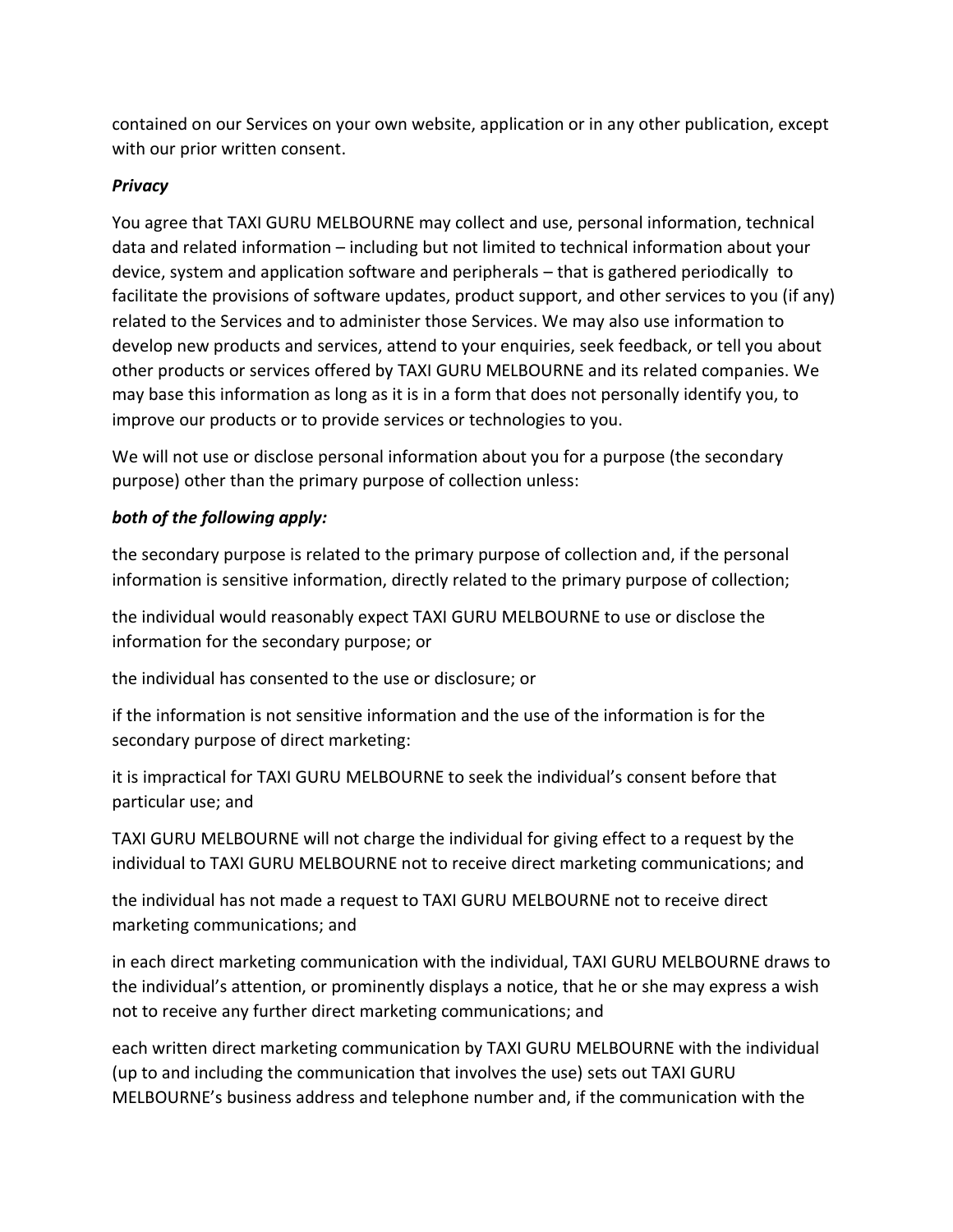contained on our Services on your own website, application or in any other publication, except with our prior written consent.

***Privacy***

You agree that TAXI GURU MELBOURNE may collect and use, personal information, technical data and related information – including but not limited to technical information about your device, system and application software and peripherals – that is gathered periodically to facilitate the provisions of software updates, product support, and other services to you (if any) related to the Services and to administer those Services. We may also use information to develop new products and services, attend to your enquiries, seek feedback, or tell you about other products or services offered by TAXI GURU MELBOURNE and its related companies. We may base this information as long as it is in a form that does not personally identify you, to improve our products or to provide services or technologies to you.

We will not use or disclose personal information about you for a purpose (the secondary purpose) other than the primary purpose of collection unless:

***both of the following apply:***

the secondary purpose is related to the primary purpose of collection and, if the personal information is sensitive information, directly related to the primary purpose of collection;

the individual would reasonably expect TAXI GURU MELBOURNE to use or disclose the information for the secondary purpose; or

the individual has consented to the use or disclosure; or

if the information is not sensitive information and the use of the information is for the secondary purpose of direct marketing:

it is impractical for TAXI GURU MELBOURNE to seek the individual's consent before that particular use; and

TAXI GURU MELBOURNE will not charge the individual for giving effect to a request by the individual to TAXI GURU MELBOURNE not to receive direct marketing communications; and

the individual has not made a request to TAXI GURU MELBOURNE not to receive direct marketing communications; and

in each direct marketing communication with the individual, TAXI GURU MELBOURNE draws to the individual's attention, or prominently displays a notice, that he or she may express a wish not to receive any further direct marketing communications; and

each written direct marketing communication by TAXI GURU MELBOURNE with the individual (up to and including the communication that involves the use) sets out TAXI GURU MELBOURNE's business address and telephone number and, if the communication with the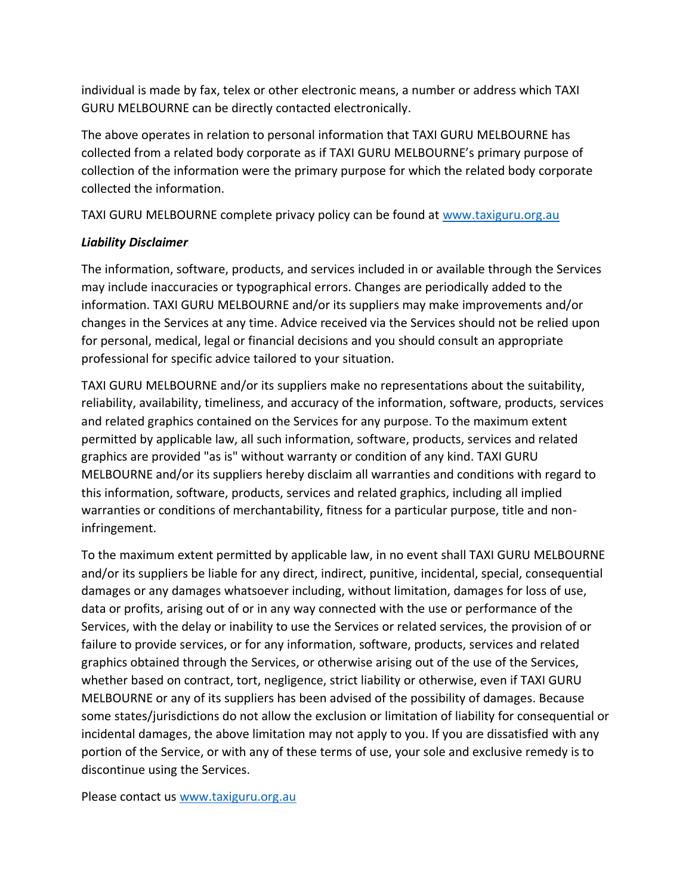individual is made by fax, telex or other electronic means, a number or address which TAXI GURU MELBOURNE can be directly contacted electronically.

The above operates in relation to personal information that TAXI GURU MELBOURNE has collected from a related body corporate as if TAXI GURU MELBOURNE's primary purpose of collection of the information were the primary purpose for which the related body corporate collected the information.

TAXI GURU MELBOURNE complete privacy policy can be found at [www.taxiguru.org.au](http://www.taxiguru.org.au)

***Liability Disclaimer***

The information, software, products, and services included in or available through the Services may include inaccuracies or typographical errors. Changes are periodically added to the information. TAXI GURU MELBOURNE and/or its suppliers may make improvements and/or changes in the Services at any time. Advice received via the Services should not be relied upon for personal, medical, legal or financial decisions and you should consult an appropriate professional for specific advice tailored to your situation.

TAXI GURU MELBOURNE and/or its suppliers make no representations about the suitability, reliability, availability, timeliness, and accuracy of the information, software, products, services and related graphics contained on the Services for any purpose. To the maximum extent permitted by applicable law, all such information, software, products, services and related graphics are provided "as is" without warranty or condition of any kind. TAXI GURU MELBOURNE and/or its suppliers hereby disclaim all warranties and conditions with regard to this information, software, products, services and related graphics, including all implied warranties or conditions of merchantability, fitness for a particular purpose, title and non-infringement.

To the maximum extent permitted by applicable law, in no event shall TAXI GURU MELBOURNE and/or its suppliers be liable for any direct, indirect, punitive, incidental, special, consequential damages or any damages whatsoever including, without limitation, damages for loss of use, data or profits, arising out of or in any way connected with the use or performance of the Services, with the delay or inability to use the Services or related services, the provision of or failure to provide services, or for any information, software, products, services and related graphics obtained through the Services, or otherwise arising out of the use of the Services, whether based on contract, tort, negligence, strict liability or otherwise, even if TAXI GURU MELBOURNE or any of its suppliers has been advised of the possibility of damages. Because some states/jurisdictions do not allow the exclusion or limitation of liability for consequential or incidental damages, the above limitation may not apply to you. If you are dissatisfied with any portion of the Service, or with any of these terms of use, your sole and exclusive remedy is to discontinue using the Services.

Please contact us [www.taxiguru.org.au](http://www.taxiguru.org.au)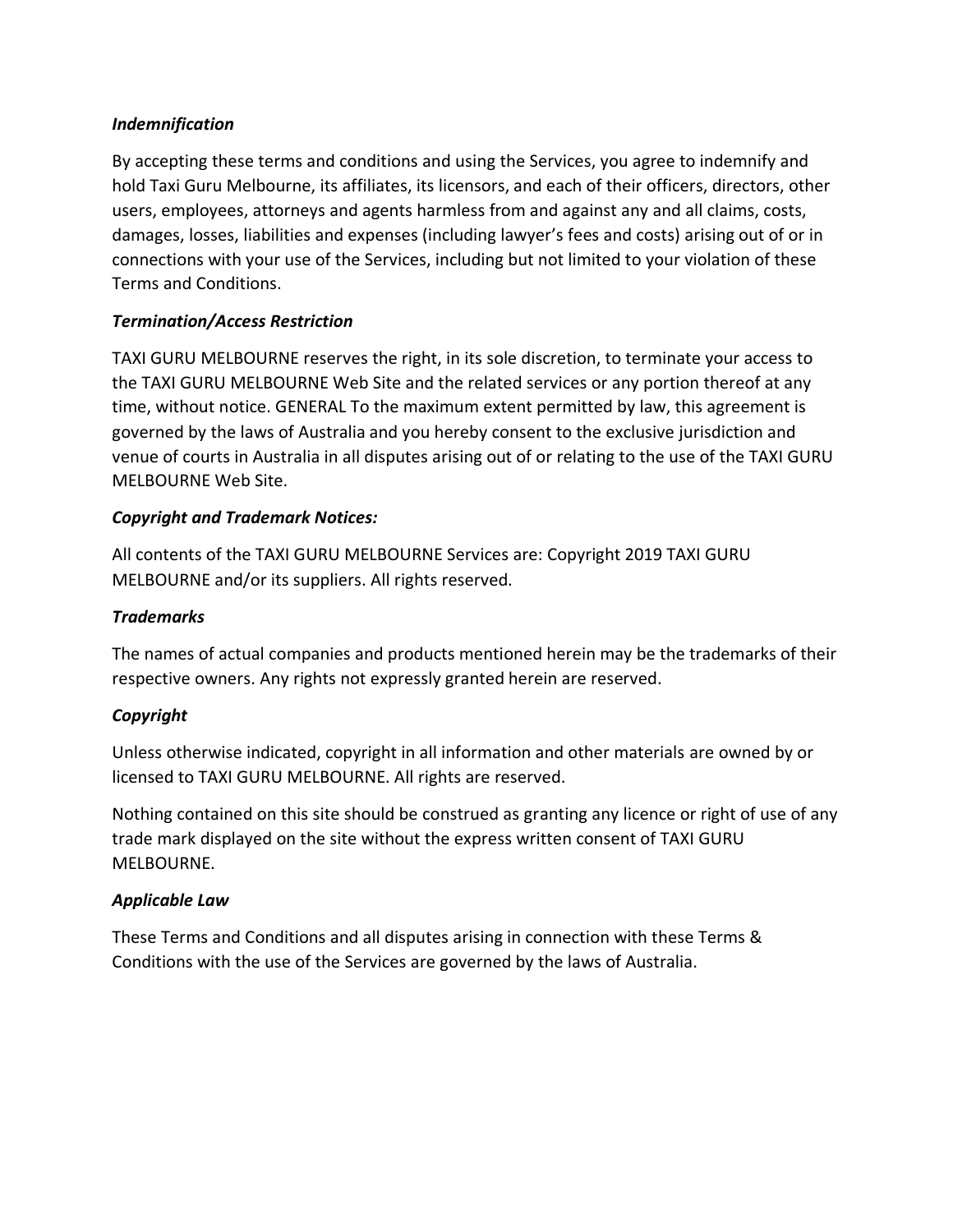*Indemnification*

By accepting these terms and conditions and using the Services, you agree to indemnify and hold Taxi Guru Melbourne, its affiliates, its licensors, and each of their officers, directors, other users, employees, attorneys and agents harmless from and against any and all claims, costs, damages, losses, liabilities and expenses (including lawyer's fees and costs) arising out of or in connections with your use of the Services, including but not limited to your violation of these Terms and Conditions.

*Termination/Access Restriction*

TAXI GURU MELBOURNE reserves the right, in its sole discretion, to terminate your access to the TAXI GURU MELBOURNE Web Site and the related services or any portion thereof at any time, without notice. GENERAL To the maximum extent permitted by law, this agreement is governed by the laws of Australia and you hereby consent to the exclusive jurisdiction and venue of courts in Australia in all disputes arising out of or relating to the use of the TAXI GURU MELBOURNE Web Site.

*Copyright and Trademark Notices:*

All contents of the TAXI GURU MELBOURNE Services are: Copyright 2019 TAXI GURU MELBOURNE and/or its suppliers. All rights reserved.

*Trademarks*

The names of actual companies and products mentioned herein may be the trademarks of their respective owners. Any rights not expressly granted herein are reserved.

*Copyright*

Unless otherwise indicated, copyright in all information and other materials are owned by or licensed to TAXI GURU MELBOURNE. All rights are reserved.

Nothing contained on this site should be construed as granting any licence or right of use of any trade mark displayed on the site without the express written consent of TAXI GURU MELBOURNE.

*Applicable Law*

These Terms and Conditions and all disputes arising in connection with these Terms & Conditions with the use of the Services are governed by the laws of Australia.